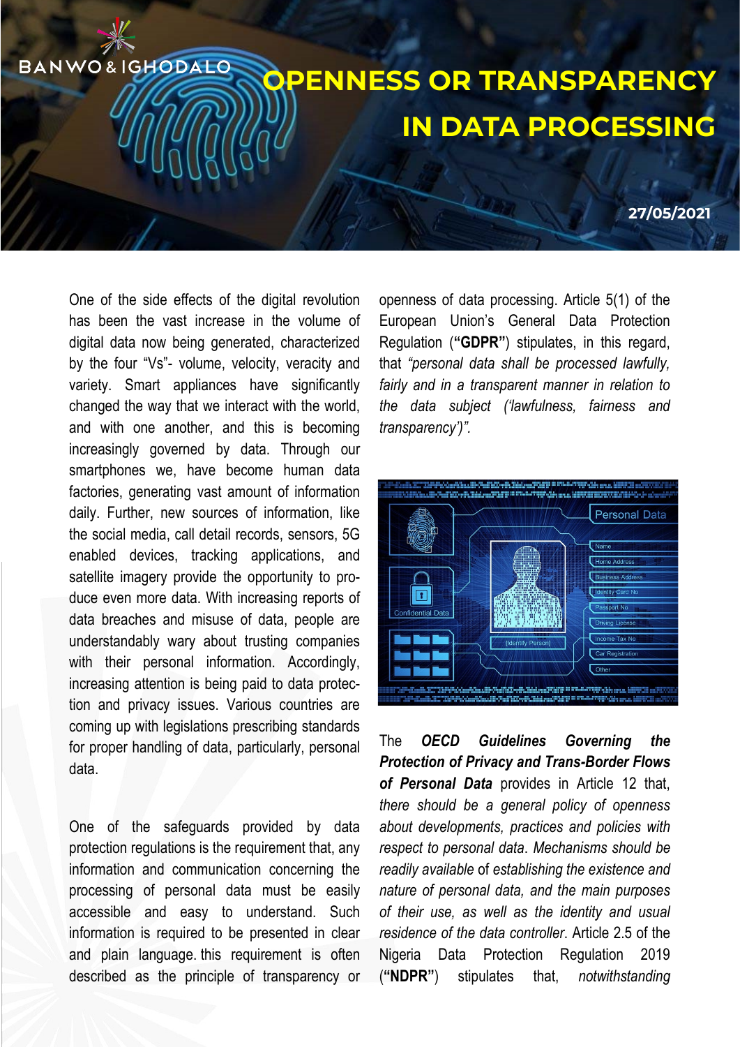BANWO & IGHODALO

# OPENNESS OR TRANSPARENCY IN DATA PROCESSING

**27/05/2021**

One of the side effects of the digital revolution has been the vast increase in the volume of digital data now being generated, characterized by the four "Vs"- volume, velocity, veracity and variety. Smart appliances have significantly changed the way that we interact with the world, and with one another, and this is becoming increasingly governed by data. Through our smartphones we, have become human data factories, generating vast amount of information daily. Further, new sources of information, like the social media, call detail records, sensors, 5G enabled devices, tracking applications, and satellite imagery provide the opportunity to produce even more data. With increasing reports of data breaches and misuse of data, people are understandably wary about trusting companies with their personal information. Accordingly, increasing attention is being paid to data protection and privacy issues. Various countries are coming up with legislations prescribing standards for proper handling of data, particularly, personal data.

One of the safeguards provided by data protection regulations is the requirement that, any information and communication concerning the processing of personal data must be easily accessible and easy to understand. Such information is required to be presented in clear and plain language. this requirement is often described as the principle of transparency or openness of data processing. Article 5(1) of the European Union's General Data Protection Regulation (**"GDPR"**) stipulates, in this regard, that *"personal data shall be processed lawfully, fairly and in a transparent manner in relation to the data subject ('lawfulness, fairness and transparency')".*

The ***OECD Guidelines Governing the Protection of Privacy and Trans-Border Flows of Personal Data*** provides in Article 12 that, *there should be a general policy of openness about developments, practices and policies with respect to personal data*. *Mechanisms should be readily available* of *establishing the existence and nature of personal data, and the main purposes of their use, as well as the identity and usual residence of the data controller*. Article 2.5 of the Nigeria Data Protection Regulation 2019 (**"NDPR"**) stipulates that, *notwithstanding*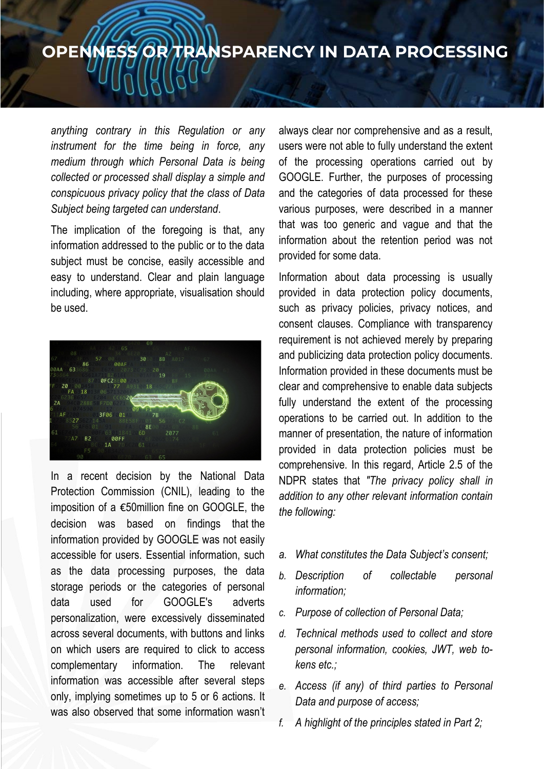# OPENNESS OR TRANSPARENCY IN DATA PROCESSING

*anything contrary in this Regulation or any instrument for the time being in force, any medium through which Personal Data is being collected or processed shall display a simple and conspicuous privacy policy that the class of Data Subject being targeted can understand*.

The implication of the foregoing is that, any information addressed to the public or to the data subject must be concise, easily accessible and easy to understand. Clear and plain language including, where appropriate, visualisation should be used.

In a recent decision by the National Data Protection Commission (CNIL), leading to the imposition of a €50million fine on GOOGLE, the decision was based on findings that the information provided by GOOGLE was not easily accessible for users. Essential information, such as the data processing purposes, the data storage periods or the categories of personal data used for GOOGLE's adverts personalization, were excessively disseminated across several documents, with buttons and links on which users are required to click to access complementary information. The relevant information was accessible after several steps only, implying sometimes up to 5 or 6 actions. It was also observed that some information wasn't always clear nor comprehensive and as a result, users were not able to fully understand the extent of the processing operations carried out by GOOGLE. Further, the purposes of processing and the categories of data processed for these various purposes, were described in a manner that was too generic and vague and that the information about the retention period was not provided for some data.

Information about data processing is usually provided in data protection policy documents, such as privacy policies, privacy notices, and consent clauses. Compliance with transparency requirement is not achieved merely by preparing and publicizing data protection policy documents. Information provided in these documents must be clear and comprehensive to enable data subjects fully understand the extent of the processing operations to be carried out. In addition to the manner of presentation, the nature of information provided in data protection policies must be comprehensive. In this regard, Article 2.5 of the NDPR states that *"The privacy policy shall in addition to any other relevant information contain the following:*

a. *What constitutes the Data Subject's consent;*
b. *Description of collectable personal information;*
c. *Purpose of collection of Personal Data;*
d. *Technical methods used to collect and store personal information, cookies, JWT, web tokens etc.;*
e. *Access (if any) of third parties to Personal Data and purpose of access;*
f. *A highlight of the principles stated in Part 2;*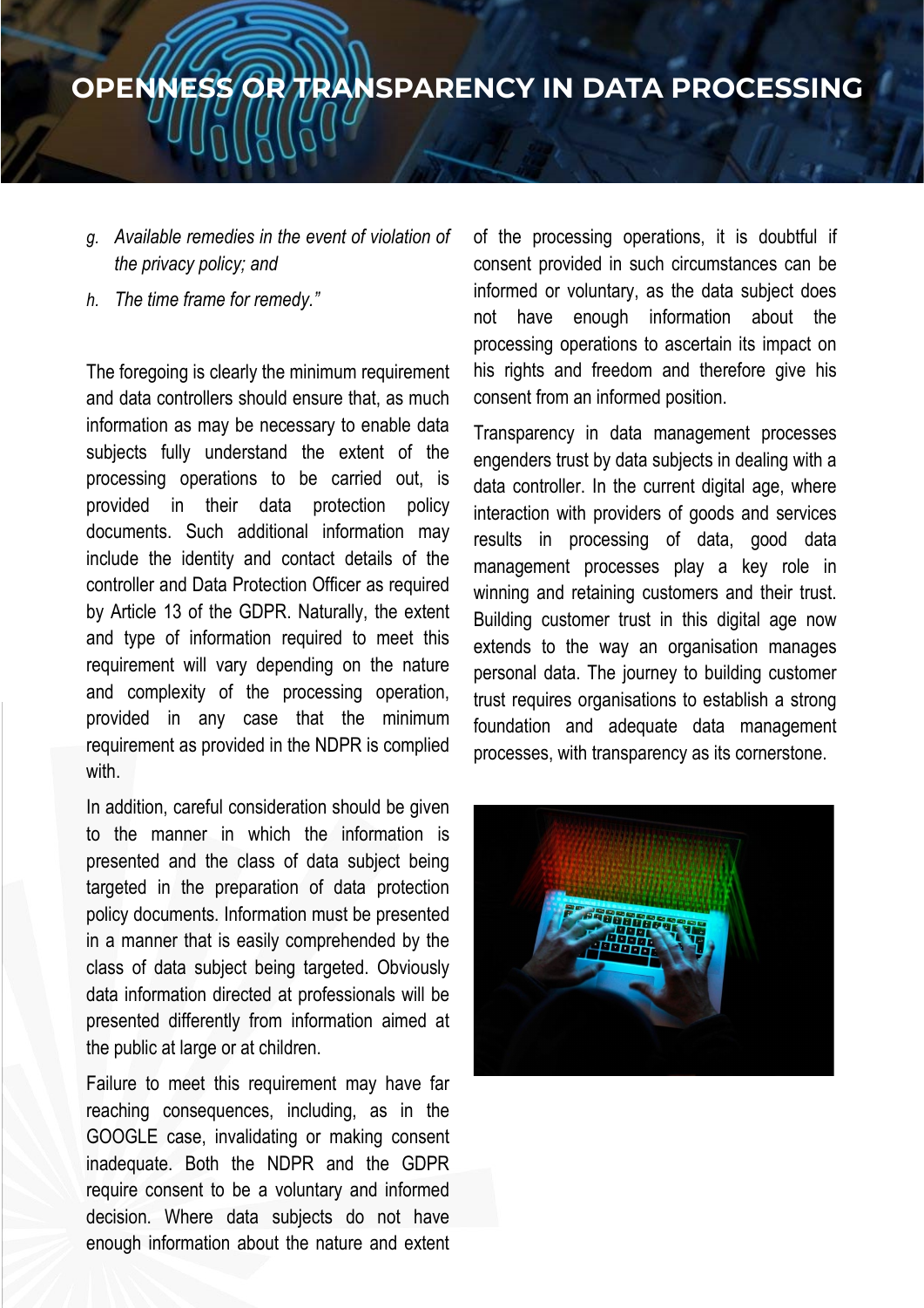# OPENNESS OR TRANSPARENCY IN DATA PROCESSING

g. *Available remedies in the event of violation of the privacy policy; and*

h. *The time frame for remedy."*

The foregoing is clearly the minimum requirement and data controllers should ensure that, as much information as may be necessary to enable data subjects fully understand the extent of the processing operations to be carried out, is provided in their data protection policy documents. Such additional information may include the identity and contact details of the controller and Data Protection Officer as required by Article 13 of the GDPR. Naturally, the extent and type of information required to meet this requirement will vary depending on the nature and complexity of the processing operation, provided in any case that the minimum requirement as provided in the NDPR is complied with.

In addition, careful consideration should be given to the manner in which the information is presented and the class of data subject being targeted in the preparation of data protection policy documents. Information must be presented in a manner that is easily comprehended by the class of data subject being targeted. Obviously data information directed at professionals will be presented differently from information aimed at the public at large or at children.

Failure to meet this requirement may have far reaching consequences, including, as in the GOOGLE case, invalidating or making consent inadequate. Both the NDPR and the GDPR require consent to be a voluntary and informed decision. Where data subjects do not have enough information about the nature and extent of the processing operations, it is doubtful if consent provided in such circumstances can be informed or voluntary, as the data subject does not have enough information about the processing operations to ascertain its impact on his rights and freedom and therefore give his consent from an informed position.

Transparency in data management processes engenders trust by data subjects in dealing with a data controller. In the current digital age, where interaction with providers of goods and services results in processing of data, good data management processes play a key role in winning and retaining customers and their trust. Building customer trust in this digital age now extends to the way an organisation manages personal data. The journey to building customer trust requires organisations to establish a strong foundation and adequate data management processes, with transparency as its cornerstone.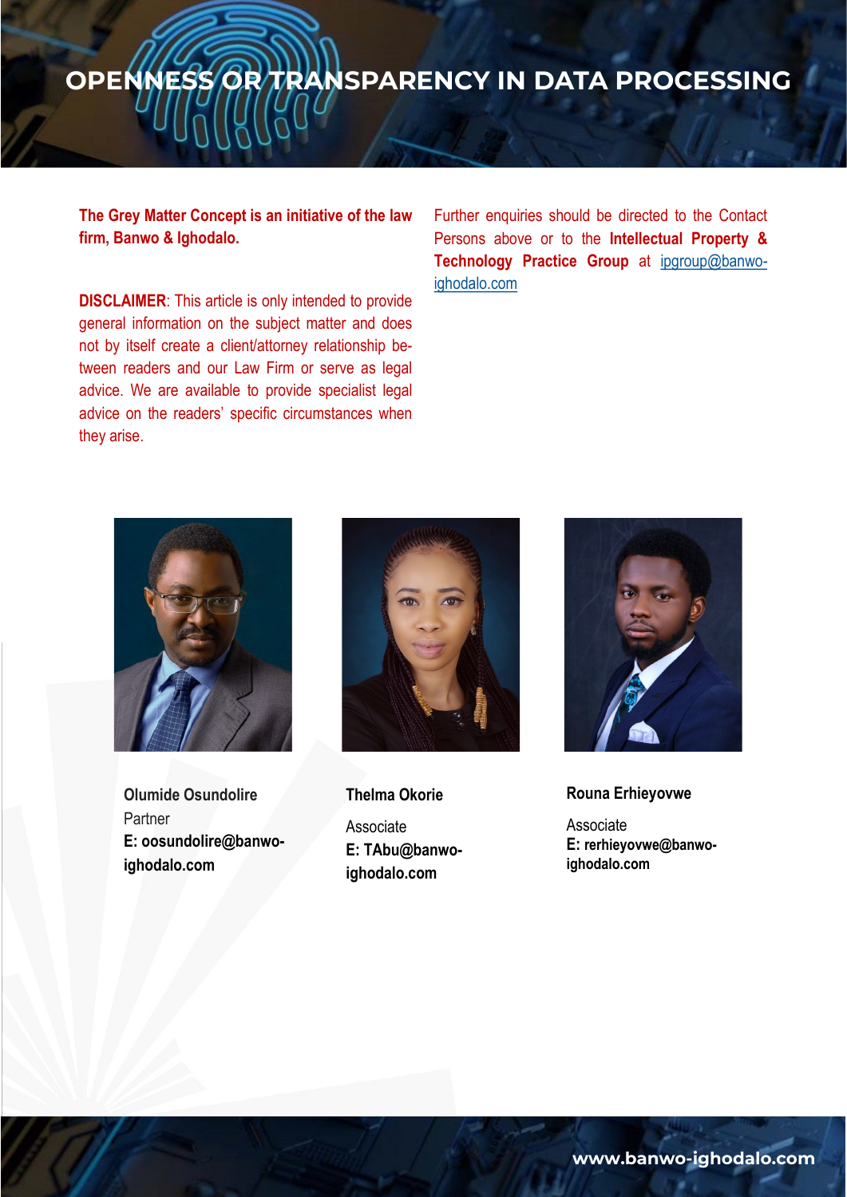# OPENNESS OR TRANSPARENCY IN DATA PROCESSING

**The Grey Matter Concept is an initiative of the law firm, Banwo & Ighodalo.**

**DISCLAIMER**: This article is only intended to provide general information on the subject matter and does not by itself create a client/attorney relationship between readers and our Law Firm or serve as legal advice. We are available to provide specialist legal advice on the readers' specific circumstances when they arise.

Further enquiries should be directed to the Contact Persons above or to the **Intellectual Property & Technology Practice Group** at ipgroup@banwo-ighodalo.com

**Olumide Osundolire**
Partner
**E: oosundolire@banwo-ighodalo.com**

**Thelma Okorie**
Associate
**E: TAbu@banwo-ighodalo.com**

**Rouna Erhieyovwe**
Associate
**E: rerhieyovwe@banwo-ighodalo.com**

**www.banwo-ighodalo.com**